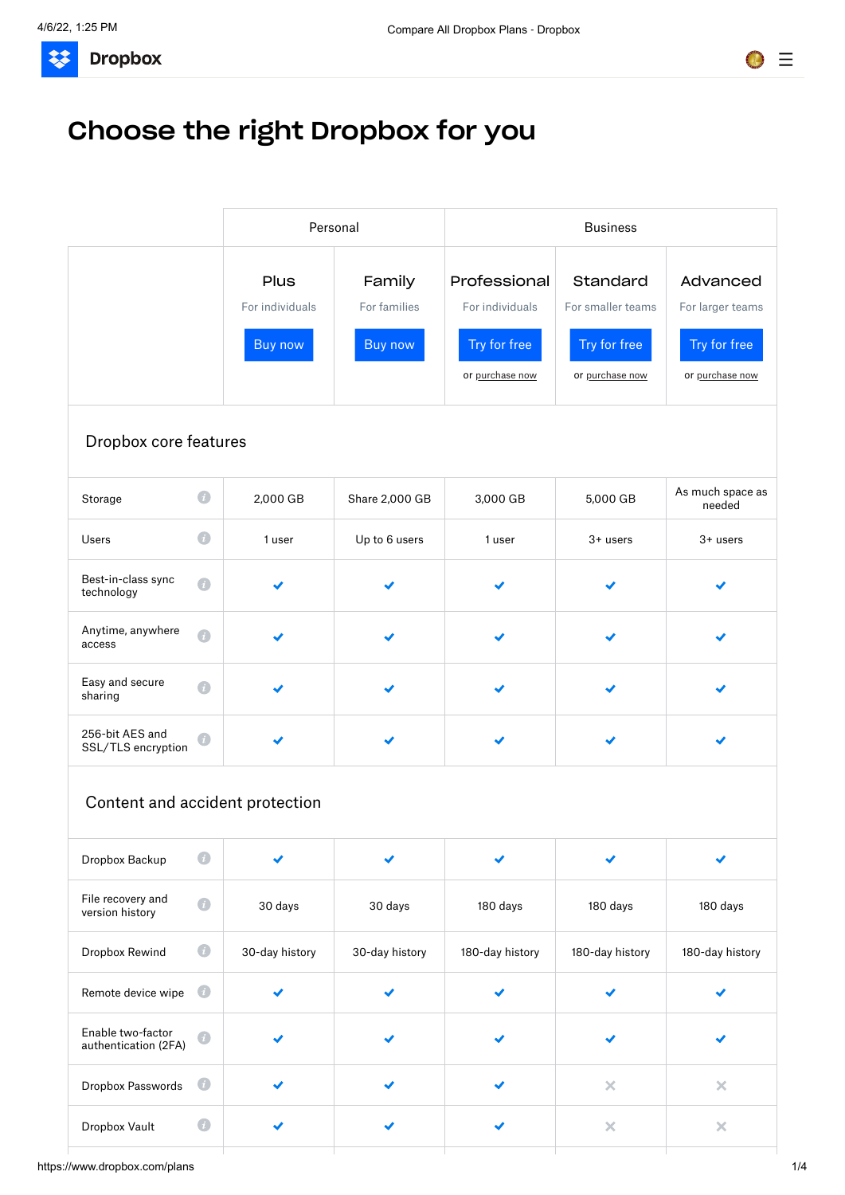Dropbox

# Choose the right Dropbox for you

| | Personal | | Business | | |
|---|---|---|---|---|---|
| | **Plus**<br>For individuals<br>Buy now | **Family**<br>For families<br>Buy now | **Professional**<br>For individuals<br>Try for free<br>or purchase now | **Standard**<br>For smaller teams<br>Try for free<br>or purchase now | **Advanced**<br>For larger teams<br>Try for free<br>or purchase now |
| **Dropbox core features** | | | | | |
| Storage | 2,000 GB | Share 2,000 GB | 3,000 GB | 5,000 GB | As much space as needed |
| Users | 1 user | Up to 6 users | 1 user | 3+ users | 3+ users |
| Best-in-class sync technology | ✔ | ✔ | ✔ | ✔ | ✔ |
| Anytime, anywhere access | ✔ | ✔ | ✔ | ✔ | ✔ |
| Easy and secure sharing | ✔ | ✔ | ✔ | ✔ | ✔ |
| 256-bit AES and SSL/TLS encryption | ✔ | ✔ | ✔ | ✔ | ✔ |
| **Content and accident protection** | | | | | |
| Dropbox Backup | ✔ | ✔ | ✔ | ✔ | ✔ |
| File recovery and version history | 30 days | 30 days | 180 days | 180 days | 180 days |
| Dropbox Rewind | 30-day history | 30-day history | 180-day history | 180-day history | 180-day history |
| Remote device wipe | ✔ | ✔ | ✔ | ✔ | ✔ |
| Enable two-factor authentication (2FA) | ✔ | ✔ | ✔ | ✔ | ✔ |
| Dropbox Passwords | ✔ | ✔ | ✔ | ✕ | ✕ |
| Dropbox Vault | ✔ | ✔ | ✔ | ✕ | ✕ |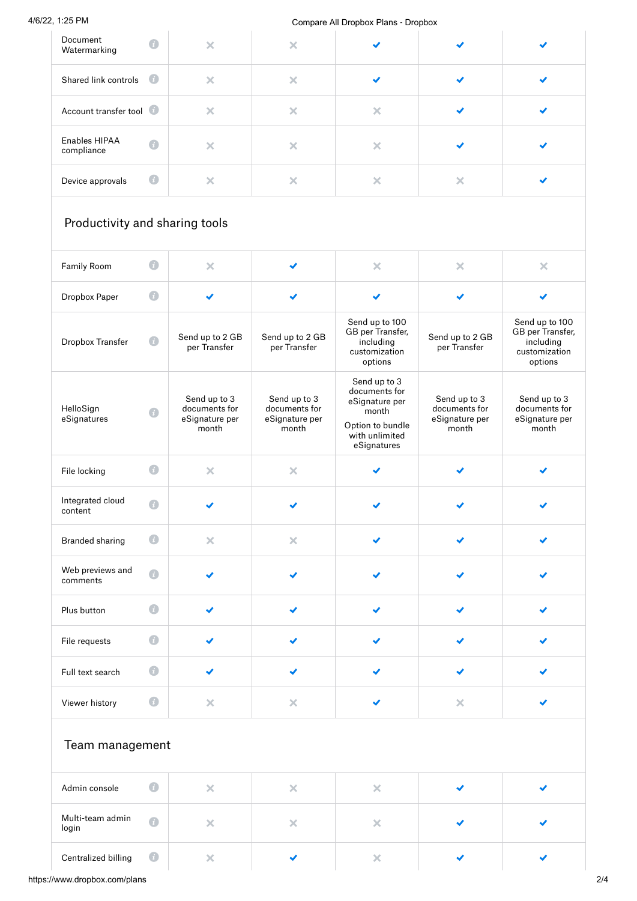| Feature | | | | | |
|---|---|---|---|---|---|
| Document Watermarking | ✗ | ✗ | ✓ | ✓ | ✓ |
| Shared link controls | ✗ | ✗ | ✓ | ✓ | ✓ |
| Account transfer tool | ✗ | ✗ | ✗ | ✓ | ✓ |
| Enables HIPAA compliance | ✗ | ✗ | ✗ | ✓ | ✓ |
| Device approvals | ✗ | ✗ | ✗ | ✗ | ✓ |

## Productivity and sharing tools

| Feature | | | | | |
|---|---|---|---|---|---|
| Family Room | ✗ | ✓ | ✗ | ✗ | ✗ |
| Dropbox Paper | ✓ | ✓ | ✓ | ✓ | ✓ |
| Dropbox Transfer | Send up to 2 GB per Transfer | Send up to 2 GB per Transfer | Send up to 100 GB per Transfer, including customization options | Send up to 2 GB per Transfer | Send up to 100 GB per Transfer, including customization options |
| HelloSign eSignatures | Send up to 3 documents for eSignature per month | Send up to 3 documents for eSignature per month | Send up to 3 documents for eSignature per month<br>Option to bundle with unlimited eSignatures | Send up to 3 documents for eSignature per month | Send up to 3 documents for eSignature per month |
| File locking | ✗ | ✗ | ✓ | ✓ | ✓ |
| Integrated cloud content | ✓ | ✓ | ✓ | ✓ | ✓ |
| Branded sharing | ✗ | ✗ | ✓ | ✓ | ✓ |
| Web previews and comments | ✓ | ✓ | ✓ | ✓ | ✓ |
| Plus button | ✓ | ✓ | ✓ | ✓ | ✓ |
| File requests | ✓ | ✓ | ✓ | ✓ | ✓ |
| Full text search | ✓ | ✓ | ✓ | ✓ | ✓ |
| Viewer history | ✗ | ✗ | ✓ | ✗ | ✓ |

## Team management

| Feature | | | | | |
|---|---|---|---|---|---|
| Admin console | ✗ | ✗ | ✗ | ✓ | ✓ |
| Multi-team admin login | ✗ | ✗ | ✗ | ✓ | ✓ |
| Centralized billing | ✗ | ✓ | ✗ | ✓ | ✓ |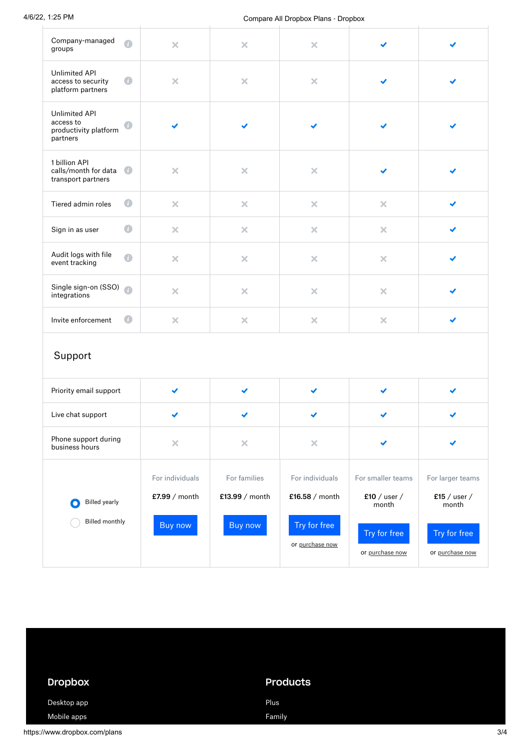| Feature | | | | | |
|---|---|---|---|---|---|
| Company-managed groups | ✗ | ✗ | ✗ | ✓ | ✓ |
| Unlimited API access to security platform partners | ✗ | ✗ | ✗ | ✓ | ✓ |
| Unlimited API access to productivity platform partners | ✓ | ✓ | ✓ | ✓ | ✓ |
| 1 billion API calls/month for data transport partners | ✗ | ✗ | ✗ | ✓ | ✓ |
| Tiered admin roles | ✗ | ✗ | ✗ | ✗ | ✓ |
| Sign in as user | ✗ | ✗ | ✗ | ✗ | ✓ |
| Audit logs with file event tracking | ✗ | ✗ | ✗ | ✗ | ✓ |
| Single sign-on (SSO) integrations | ✗ | ✗ | ✗ | ✗ | ✓ |
| Invite enforcement | ✗ | ✗ | ✗ | ✗ | ✓ |

## Support

| Feature | | | | | |
|---|---|---|---|---|---|
| Priority email support | ✓ | ✓ | ✓ | ✓ | ✓ |
| Live chat support | ✓ | ✓ | ✓ | ✓ | ✓ |
| Phone support during business hours | ✗ | ✗ | ✗ | ✓ | ✓ |

| ◉ Billed yearly<br>○ Billed monthly | For individuals | For families | For individuals | For smaller teams | For larger teams |
|---|---|---|---|---|---|
| | **£7.99** / month | **£13.99** / month | **£16.58** / month | **£10** / user / month | **£15** / user / month |
| | Buy now | Buy now | Try for free<br>or purchase now | Try for free<br>or purchase now | Try for free<br>or purchase now |

**Dropbox**

- Desktop app
- Mobile apps

**Products**

- Plus
- Family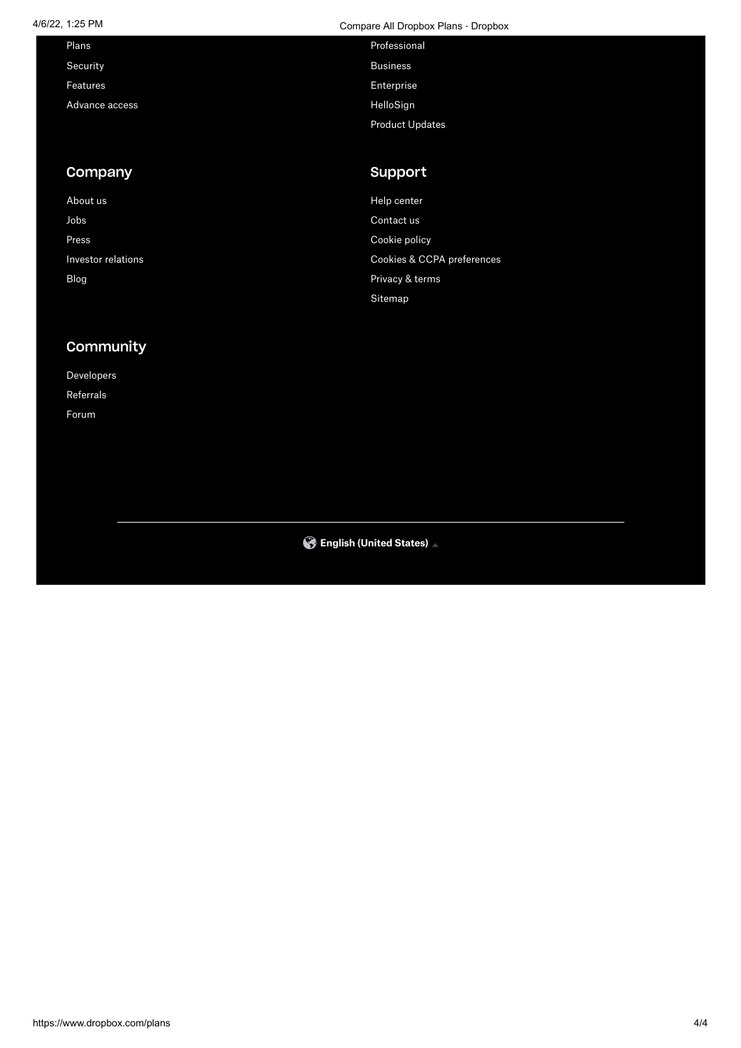Plans

Security

Features

Advance access

Professional

Business

Enterprise

HelloSign

Product Updates

## Company

About us

Jobs

Press

Investor relations

Blog

## Support

Help center

Contact us

Cookie policy

Cookies & CCPA preferences

Privacy & terms

Sitemap

## Community

Developers

Referrals

Forum

**English (United States)**